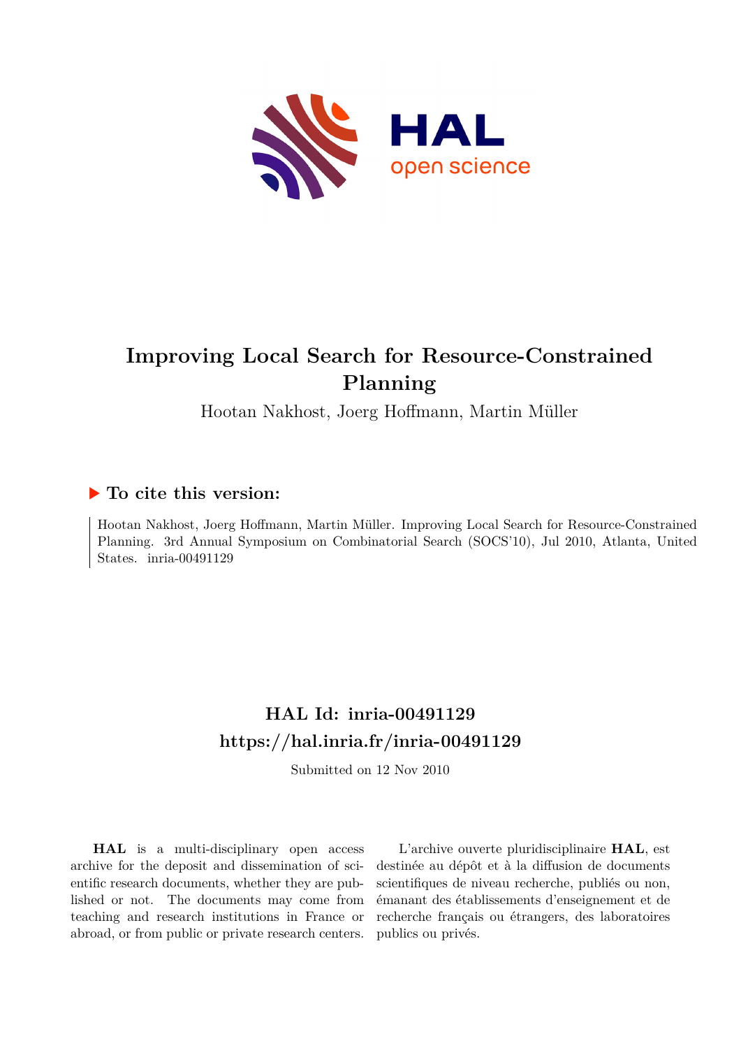# Improving Local Search for Resource-Constrained Planning

Hootan Nakhost, Joerg Hoffmann, Martin Müller

## ▶ To cite this version:

Hootan Nakhost, Joerg Hoffmann, Martin Müller. Improving Local Search for Resource-Constrained Planning. 3rd Annual Symposium on Combinatorial Search (SOCS'10), Jul 2010, Atlanta, United States. inria-00491129

## HAL Id: inria-00491129

## https://hal.inria.fr/inria-00491129

Submitted on 12 Nov 2010

**HAL** is a multi-disciplinary open access archive for the deposit and dissemination of scientific research documents, whether they are published or not. The documents may come from teaching and research institutions in France or abroad, or from public or private research centers.

L'archive ouverte pluridisciplinaire **HAL**, est destinée au dépôt et à la diffusion de documents scientifiques de niveau recherche, publiés ou non, émanant des établissements d'enseignement et de recherche français ou étrangers, des laboratoires publics ou privés.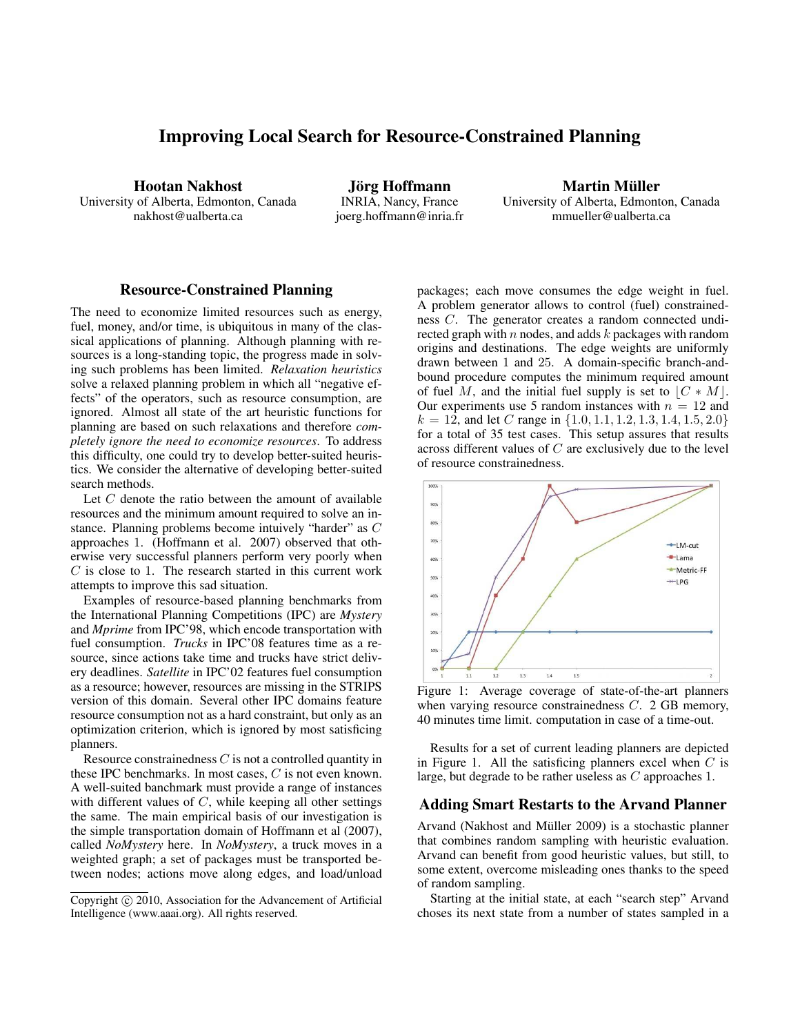# Improving Local Search for Resource-Constrained Planning

**Hootan Nakhost**
University of Alberta, Edmonton, Canada
nakhost@ualberta.ca

**Jörg Hoffmann**
INRIA, Nancy, France
joerg.hoffmann@inria.fr

**Martin Müller**
University of Alberta, Edmonton, Canada
mmueller@ualberta.ca

## Resource-Constrained Planning

The need to economize limited resources such as energy, fuel, money, and/or time, is ubiquitous in many of the classical applications of planning. Although planning with resources is a long-standing topic, the progress made in solving such problems has been limited. *Relaxation heuristics* solve a relaxed planning problem in which all "negative effects" of the operators, such as resource consumption, are ignored. Almost all state of the art heuristic functions for planning are based on such relaxations and therefore *completely ignore the need to economize resources*. To address this difficulty, one could try to develop better-suited heuristics. We consider the alternative of developing better-suited search methods.

Let $C$ denote the ratio between the amount of available resources and the minimum amount required to solve an instance. Planning problems become intuively "harder" as $C$ approaches 1. (Hoffmann et al. 2007) observed that otherwise very successful planners perform very poorly when $C$ is close to 1. The research started in this current work attempts to improve this sad situation.

Examples of resource-based planning benchmarks from the International Planning Competitions (IPC) are *Mystery* and *Mprime* from IPC'98, which encode transportation with fuel consumption. *Trucks* in IPC'08 features time as a resource, since actions take time and trucks have strict delivery deadlines. *Satellite* in IPC'02 features fuel consumption as a resource; however, resources are missing in the STRIPS version of this domain. Several other IPC domains feature resource consumption not as a hard constraint, but only as an optimization criterion, which is ignored by most satisficing planners.

Resource constrainedness $C$ is not a controlled quantity in these IPC benchmarks. In most cases, $C$ is not even known. A well-suited banchmark must provide a range of instances with different values of $C$, while keeping all other settings the same. The main empirical basis of our investigation is the simple transportation domain of Hoffmann et al (2007), called *NoMystery* here. In *NoMystery*, a truck moves in a weighted graph; a set of packages must be transported between nodes; actions move along edges, and load/unload packages; each move consumes the edge weight in fuel. A problem generator allows to control (fuel) constrainedness $C$. The generator creates a random connected undirected graph with $n$ nodes, and adds $k$ packages with random origins and destinations. The edge weights are uniformly drawn between 1 and 25. A domain-specific branch-and-bound procedure computes the minimum required amount of fuel $M$, and the initial fuel supply is set to $\lfloor C * M \rfloor$. Our experiments use 5 random instances with $n = 12$ and $k = 12$, and let $C$ range in $\{1.0, 1.1, 1.2, 1.3, 1.4, 1.5, 2.0\}$ for a total of 35 test cases. This setup assures that results across different values of $C$ are exclusively due to the level of resource constrainedness.

Figure 1: Average coverage of state-of-the-art planners when varying resource constrainedness $C$. 2 GB memory, 40 minutes time limit. computation in case of a time-out.

Results for a set of current leading planners are depicted in Figure 1. All the satisficing planners excel when $C$ is large, but degrade to be rather useless as $C$ approaches 1.

## Adding Smart Restarts to the Arvand Planner

Arvand (Nakhost and Müller 2009) is a stochastic planner that combines random sampling with heuristic evaluation. Arvand can benefit from good heuristic values, but still, to some extent, overcome misleading ones thanks to the speed of random sampling.

Starting at the initial state, at each "search step" Arvand choses its next state from a number of states sampled in a

Copyright © 2010, Association for the Advancement of Artificial Intelligence (www.aaai.org). All rights reserved.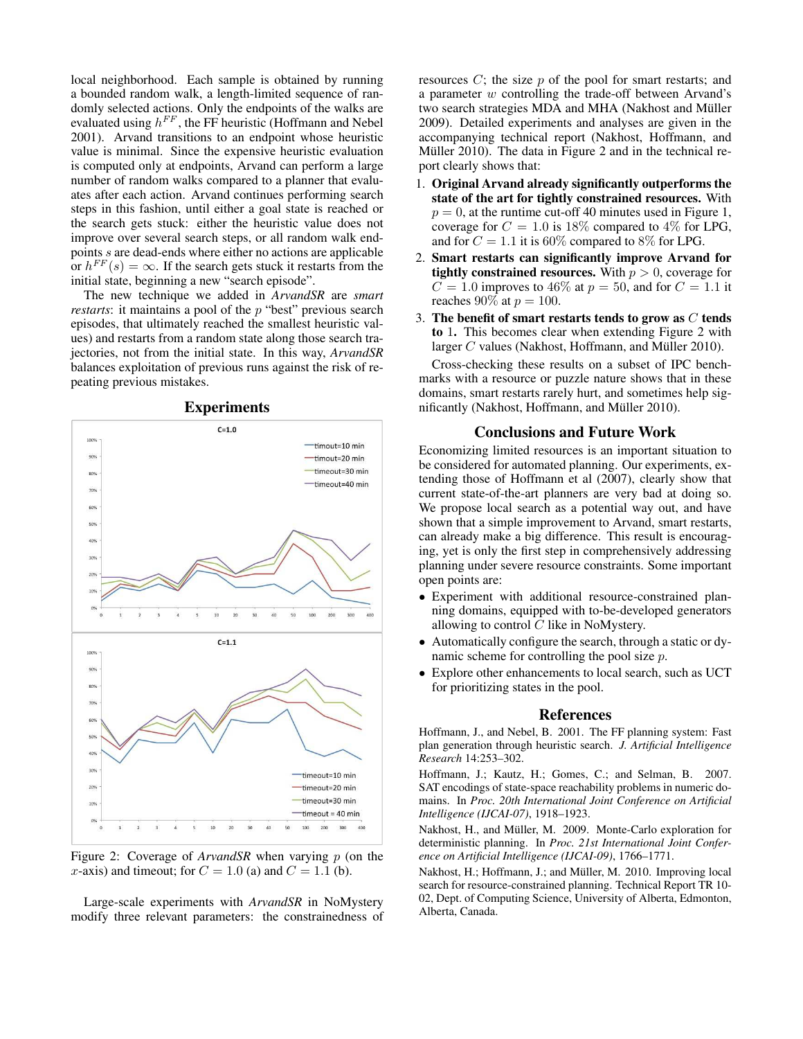local neighborhood. Each sample is obtained by running a bounded random walk, a length-limited sequence of randomly selected actions. Only the endpoints of the walks are evaluated using $h^{FF}$, the FF heuristic (Hoffmann and Nebel 2001). Arvand transitions to an endpoint whose heuristic value is minimal. Since the expensive heuristic evaluation is computed only at endpoints, Arvand can perform a large number of random walks compared to a planner that evaluates after each action. Arvand continues performing search steps in this fashion, until either a goal state is reached or the search gets stuck: either the heuristic value does not improve over several search steps, or all random walk endpoints $s$ are dead-ends where either no actions are applicable or $h^{FF}(s) = \infty$. If the search gets stuck it restarts from the initial state, beginning a new "search episode".

The new technique we added in *ArvandSR* are *smart restarts*: it maintains a pool of the $p$ "best" previous search episodes, that ultimately reached the smallest heuristic values) and restarts from a random state along those search trajectories, not from the initial state. In this way, *ArvandSR* balances exploitation of previous runs against the risk of repeating previous mistakes.

## Experiments

C=1.0

100%
90%
80%
70%
60%
50%
40%
30%
20%
10%
0%

0 1 2 3 4 5 10 20 30 40 50 100 200 300 400

timout=10 min
timout=20 min
timeout=30 min
timeout=40 min

C=1.1

100%
90%
80%
70%
60%
50%
40%
30%
20%
10%
0%

0 1 2 3 4 5 10 20 30 40 50 100 200 300 400

timeout=10 min
timeout=20 min
timeout=30 min
timeout = 40 min

Figure 2: Coverage of *ArvandSR* when varying $p$ (on the $x$-axis) and timeout; for $C = 1.0$ (a) and $C = 1.1$ (b).

Large-scale experiments with *ArvandSR* in NoMystery modify three relevant parameters: the constrainedness of resources $C$; the size $p$ of the pool for smart restarts; and a parameter $w$ controlling the trade-off between Arvand's two search strategies MDA and MHA (Nakhost and Müller 2009). Detailed experiments and analyses are given in the accompanying technical report (Nakhost, Hoffmann, and Müller 2010). The data in Figure 2 and in the technical report clearly shows that:

1. **Original Arvand already significantly outperforms the state of the art for tightly constrained resources.** With $p = 0$, at the runtime cut-off 40 minutes used in Figure 1, coverage for $C = 1.0$ is 18% compared to 4% for LPG, and for $C = 1.1$ it is 60% compared to 8% for LPG.
2. **Smart restarts can significantly improve Arvand for tightly constrained resources.** With $p > 0$, coverage for $C = 1.0$ improves to 46% at $p = 50$, and for $C = 1.1$ it reaches 90% at $p = 100$.
3. **The benefit of smart restarts tends to grow as $C$ tends to 1.** This becomes clear when extending Figure 2 with larger $C$ values (Nakhost, Hoffmann, and Müller 2010).

Cross-checking these results on a subset of IPC benchmarks with a resource or puzzle nature shows that in these domains, smart restarts rarely hurt, and sometimes help significantly (Nakhost, Hoffmann, and Müller 2010).

## Conclusions and Future Work

Economizing limited resources is an important situation to be considered for automated planning. Our experiments, extending those of Hoffmann et al (2007), clearly show that current state-of-the-art planners are very bad at doing so. We propose local search as a potential way out, and have shown that a simple improvement to Arvand, smart restarts, can already make a big difference. This result is encouraging, yet is only the first step in comprehensively addressing planning under severe resource constraints. Some important open points are:

- Experiment with additional resource-constrained planning domains, equipped with to-be-developed generators allowing to control $C$ like in NoMystery.
- Automatically configure the search, through a static or dynamic scheme for controlling the pool size $p$.
- Explore other enhancements to local search, such as UCT for prioritizing states in the pool.

## References

Hoffmann, J., and Nebel, B. 2001. The FF planning system: Fast plan generation through heuristic search. *J. Artificial Intelligence Research* 14:253–302.

Hoffmann, J.; Kautz, H.; Gomes, C.; and Selman, B. 2007. SAT encodings of state-space reachability problems in numeric domains. In *Proc. 20th International Joint Conference on Artificial Intelligence (IJCAI-07)*, 1918–1923.

Nakhost, H., and Müller, M. 2009. Monte-Carlo exploration for deterministic planning. In *Proc. 21st International Joint Conference on Artificial Intelligence (IJCAI-09)*, 1766–1771.

Nakhost, H.; Hoffmann, J.; and Müller, M. 2010. Improving local search for resource-constrained planning. Technical Report TR 10-02, Dept. of Computing Science, University of Alberta, Edmonton, Alberta, Canada.